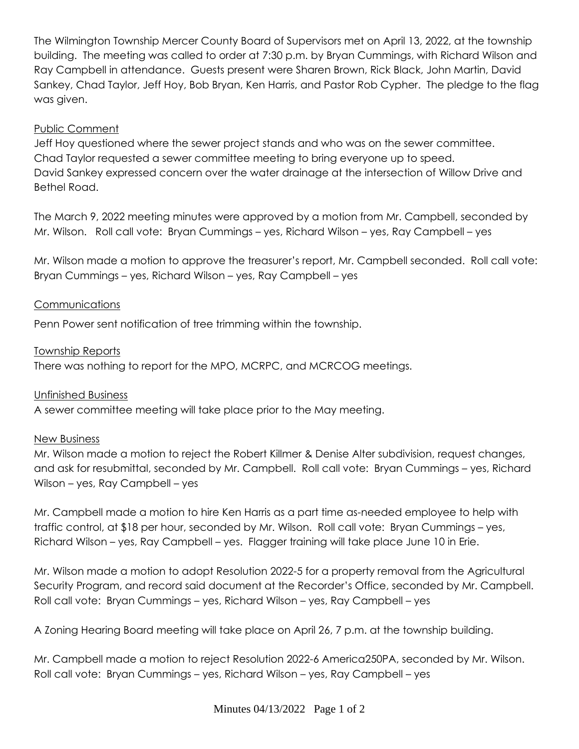The Wilmington Township Mercer County Board of Supervisors met on April 13, 2022, at the township building. The meeting was called to order at 7:30 p.m. by Bryan Cummings, with Richard Wilson and Ray Campbell in attendance. Guests present were Sharen Brown, Rick Black, John Martin, David Sankey, Chad Taylor, Jeff Hoy, Bob Bryan, Ken Harris, and Pastor Rob Cypher. The pledge to the flag was given.

Public Comment

Jeff Hoy questioned where the sewer project stands and who was on the sewer committee.
Chad Taylor requested a sewer committee meeting to bring everyone up to speed.
David Sankey expressed concern over the water drainage at the intersection of Willow Drive and Bethel Road.

The March 9, 2022 meeting minutes were approved by a motion from Mr. Campbell, seconded by Mr. Wilson. Roll call vote: Bryan Cummings – yes, Richard Wilson – yes, Ray Campbell – yes

Mr. Wilson made a motion to approve the treasurer's report, Mr. Campbell seconded. Roll call vote: Bryan Cummings – yes, Richard Wilson – yes, Ray Campbell – yes

Communications

Penn Power sent notification of tree trimming within the township.

Township Reports

There was nothing to report for the MPO, MCRPC, and MCRCOG meetings.

Unfinished Business

A sewer committee meeting will take place prior to the May meeting.

New Business

Mr. Wilson made a motion to reject the Robert Killmer & Denise Alter subdivision, request changes, and ask for resubmittal, seconded by Mr. Campbell. Roll call vote: Bryan Cummings – yes, Richard Wilson – yes, Ray Campbell – yes

Mr. Campbell made a motion to hire Ken Harris as a part time as-needed employee to help with traffic control, at $18 per hour, seconded by Mr. Wilson. Roll call vote: Bryan Cummings – yes, Richard Wilson – yes, Ray Campbell – yes. Flagger training will take place June 10 in Erie.

Mr. Wilson made a motion to adopt Resolution 2022-5 for a property removal from the Agricultural Security Program, and record said document at the Recorder's Office, seconded by Mr. Campbell. Roll call vote: Bryan Cummings – yes, Richard Wilson – yes, Ray Campbell – yes

A Zoning Hearing Board meeting will take place on April 26, 7 p.m. at the township building.

Mr. Campbell made a motion to reject Resolution 2022-6 America250PA, seconded by Mr. Wilson. Roll call vote: Bryan Cummings – yes, Richard Wilson – yes, Ray Campbell – yes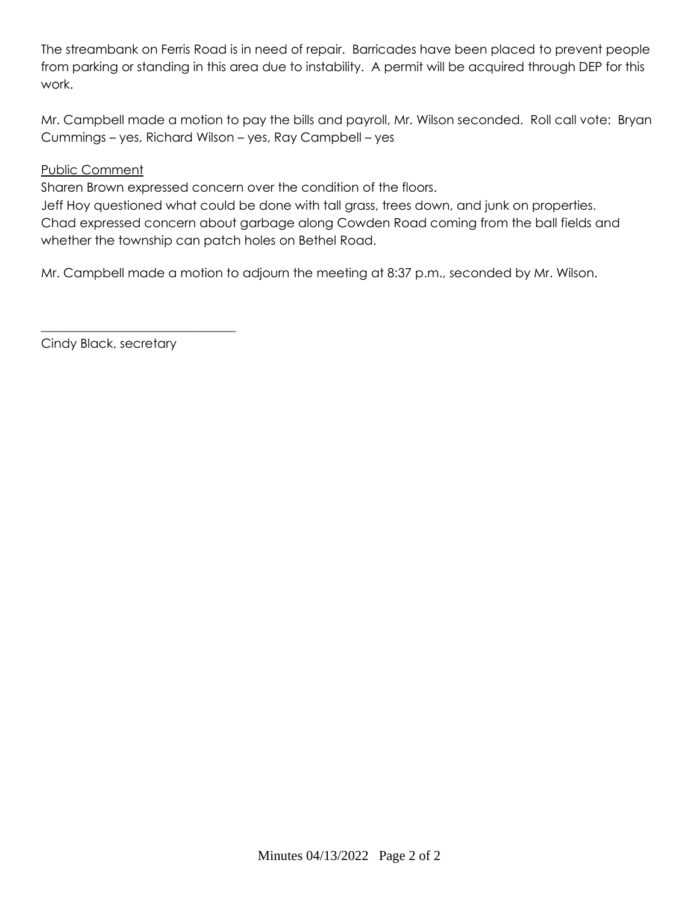The streambank on Ferris Road is in need of repair. Barricades have been placed to prevent people from parking or standing in this area due to instability. A permit will be acquired through DEP for this work.

Mr. Campbell made a motion to pay the bills and payroll, Mr. Wilson seconded. Roll call vote: Bryan Cummings – yes, Richard Wilson – yes, Ray Campbell – yes

<u>Public Comment</u>

Sharen Brown expressed concern over the condition of the floors.
Jeff Hoy questioned what could be done with tall grass, trees down, and junk on properties.
Chad expressed concern about garbage along Cowden Road coming from the ball fields and whether the township can patch holes on Bethel Road.

Mr. Campbell made a motion to adjourn the meeting at 8:37 p.m., seconded by Mr. Wilson.

_______________________________

Cindy Black, secretary